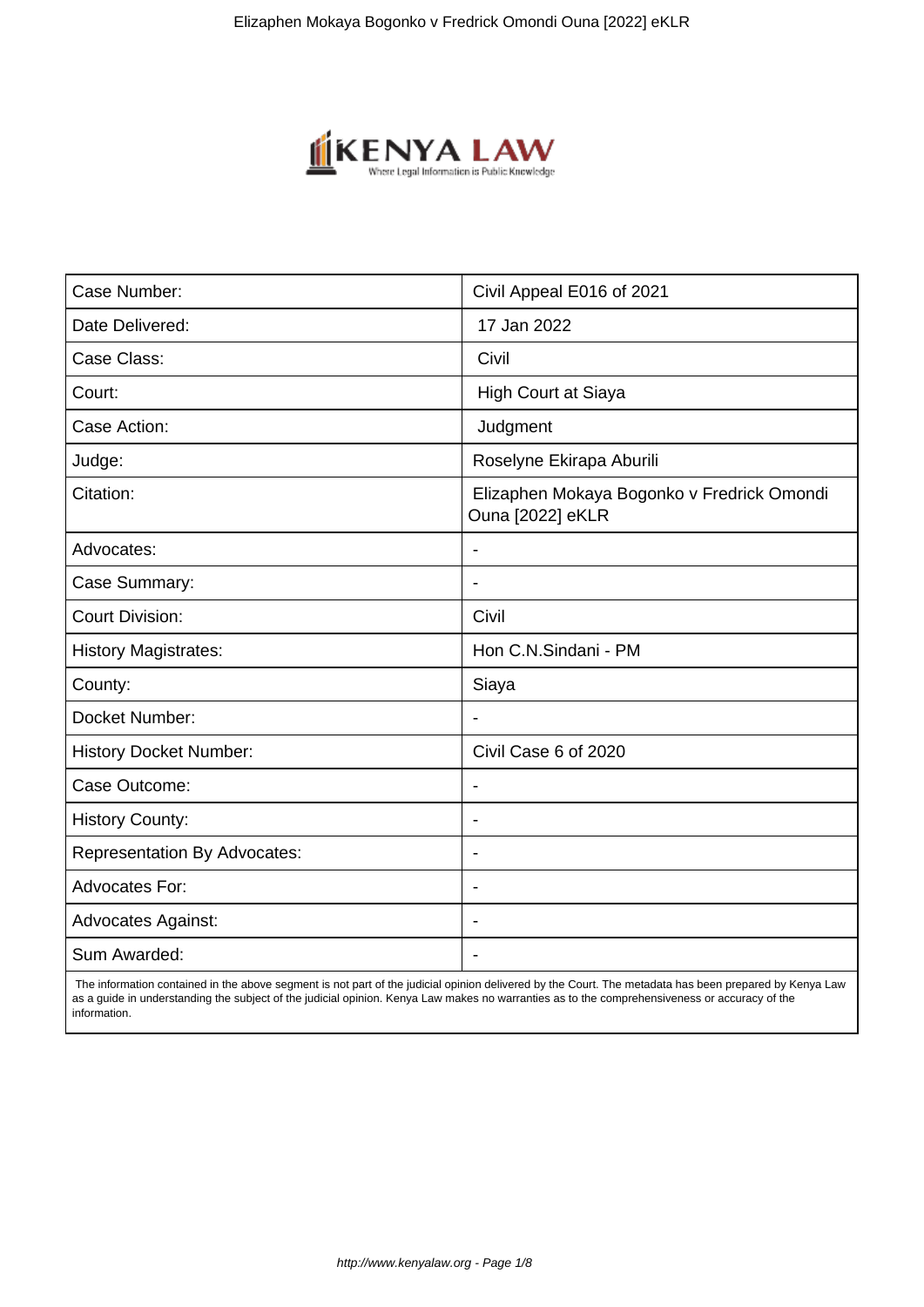| Case Number: | Civil Appeal E016 of 2021 |
| --- | --- |
| Date Delivered: | 17 Jan 2022 |
| Case Class: | Civil |
| Court: | High Court at Siaya |
| Case Action: | Judgment |
| Judge: | Roselyne Ekirapa Aburili |
| Citation: | Elizaphen Mokaya Bogonko v Fredrick Omondi Ouna [2022] eKLR |
| Advocates: | - |
| Case Summary: | - |
| Court Division: | Civil |
| History Magistrates: | Hon C.N.Sindani - PM |
| County: | Siaya |
| Docket Number: | - |
| History Docket Number: | Civil Case 6 of 2020 |
| Case Outcome: | - |
| History County: | - |
| Representation By Advocates: | - |
| Advocates For: | - |
| Advocates Against: | - |
| Sum Awarded: | - |

The information contained in the above segment is not part of the judicial opinion delivered by the Court. The metadata has been prepared by Kenya Law as a guide in understanding the subject of the judicial opinion. Kenya Law makes no warranties as to the comprehensiveness or accuracy of the information.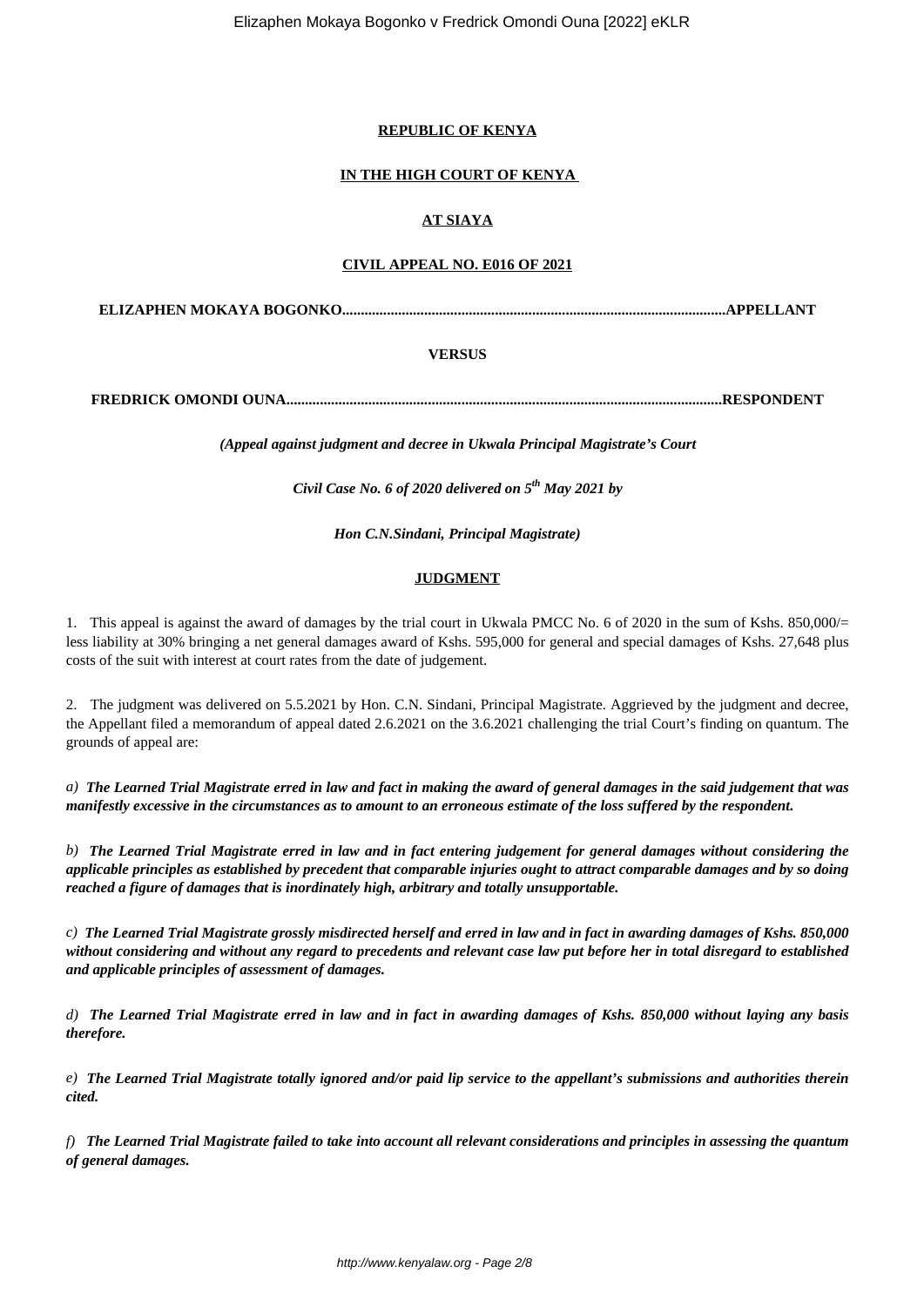**REPUBLIC OF KENYA**

**IN THE HIGH COURT OF KENYA**

**AT SIAYA**

**CIVIL APPEAL NO. E016 OF 2021**

**ELIZAPHEN MOKAYA BOGONKO.....................................................................................................APPELLANT**

**VERSUS**

**FREDRICK OMONDI OUNA...................................................................................................................RESPONDENT**

***(Appeal against judgment and decree in Ukwala Principal Magistrate's Court***

***Civil Case No. 6 of 2020 delivered on 5th May 2021 by***

***Hon C.N.Sindani, Principal Magistrate)***

**JUDGMENT**

1. This appeal is against the award of damages by the trial court in Ukwala PMCC No. 6 of 2020 in the sum of Kshs. 850,000/= less liability at 30% bringing a net general damages award of Kshs. 595,000 for general and special damages of Kshs. 27,648 plus costs of the suit with interest at court rates from the date of judgement.

2. The judgment was delivered on 5.5.2021 by Hon. C.N. Sindani, Principal Magistrate. Aggrieved by the judgment and decree, the Appellant filed a memorandum of appeal dated 2.6.2021 on the 3.6.2021 challenging the trial Court's finding on quantum. The grounds of appeal are:

*a)* ***The Learned Trial Magistrate erred in law and fact in making the award of general damages in the said judgement that was manifestly excessive in the circumstances as to amount to an erroneous estimate of the loss suffered by the respondent.***

*b)* ***The Learned Trial Magistrate erred in law and in fact entering judgement for general damages without considering the applicable principles as established by precedent that comparable injuries ought to attract comparable damages and by so doing reached a figure of damages that is inordinately high, arbitrary and totally unsupportable.***

*c)* ***The Learned Trial Magistrate grossly misdirected herself and erred in law and in fact in awarding damages of Kshs. 850,000 without considering and without any regard to precedents and relevant case law put before her in total disregard to established and applicable principles of assessment of damages.***

*d)* ***The Learned Trial Magistrate erred in law and in fact in awarding damages of Kshs. 850,000 without laying any basis therefore.***

*e)* ***The Learned Trial Magistrate totally ignored and/or paid lip service to the appellant's submissions and authorities therein cited.***

*f)* ***The Learned Trial Magistrate failed to take into account all relevant considerations and principles in assessing the quantum of general damages.***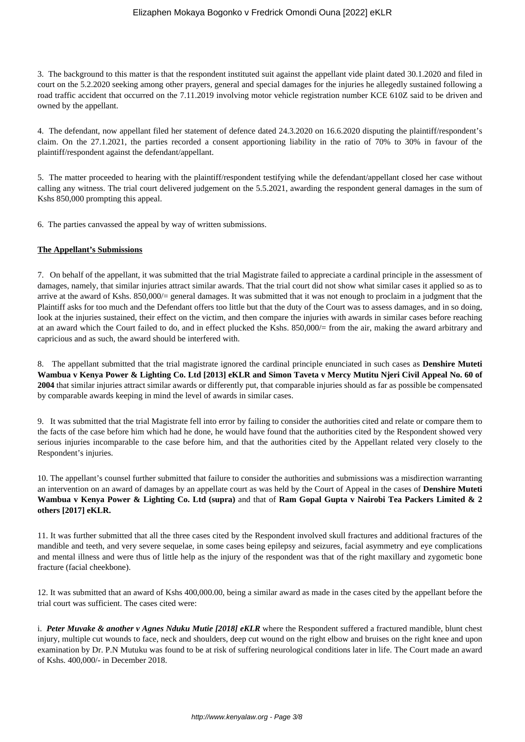3. The background to this matter is that the respondent instituted suit against the appellant vide plaint dated 30.1.2020 and filed in court on the 5.2.2020 seeking among other prayers, general and special damages for the injuries he allegedly sustained following a road traffic accident that occurred on the 7.11.2019 involving motor vehicle registration number KCE 610Z said to be driven and owned by the appellant.

4. The defendant, now appellant filed her statement of defence dated 24.3.2020 on 16.6.2020 disputing the plaintiff/respondent's claim. On the 27.1.2021, the parties recorded a consent apportioning liability in the ratio of 70% to 30% in favour of the plaintiff/respondent against the defendant/appellant.

5. The matter proceeded to hearing with the plaintiff/respondent testifying while the defendant/appellant closed her case without calling any witness. The trial court delivered judgement on the 5.5.2021, awarding the respondent general damages in the sum of Kshs 850,000 prompting this appeal.

6. The parties canvassed the appeal by way of written submissions.

**The Appellant's Submissions**

7. On behalf of the appellant, it was submitted that the trial Magistrate failed to appreciate a cardinal principle in the assessment of damages, namely, that similar injuries attract similar awards. That the trial court did not show what similar cases it applied so as to arrive at the award of Kshs. 850,000/= general damages. It was submitted that it was not enough to proclaim in a judgment that the Plaintiff asks for too much and the Defendant offers too little but that the duty of the Court was to assess damages, and in so doing, look at the injuries sustained, their effect on the victim, and then compare the injuries with awards in similar cases before reaching at an award which the Court failed to do, and in effect plucked the Kshs. 850,000/= from the air, making the award arbitrary and capricious and as such, the award should be interfered with.

8. The appellant submitted that the trial magistrate ignored the cardinal principle enunciated in such cases as **Denshire Muteti Wambua v Kenya Power & Lighting Co. Ltd [2013] eKLR and Simon Taveta v Mercy Mutitu Njeri Civil Appeal No. 60 of 2004** that similar injuries attract similar awards or differently put, that comparable injuries should as far as possible be compensated by comparable awards keeping in mind the level of awards in similar cases.

9. It was submitted that the trial Magistrate fell into error by failing to consider the authorities cited and relate or compare them to the facts of the case before him which had he done, he would have found that the authorities cited by the Respondent showed very serious injuries incomparable to the case before him, and that the authorities cited by the Appellant related very closely to the Respondent's injuries.

10. The appellant's counsel further submitted that failure to consider the authorities and submissions was a misdirection warranting an intervention on an award of damages by an appellate court as was held by the Court of Appeal in the cases of **Denshire Muteti Wambua v Kenya Power & Lighting Co. Ltd (supra)** and that of **Ram Gopal Gupta v Nairobi Tea Packers Limited & 2 others [2017] eKLR.**

11. It was further submitted that all the three cases cited by the Respondent involved skull fractures and additional fractures of the mandible and teeth, and very severe sequelae, in some cases being epilepsy and seizures, facial asymmetry and eye complications and mental illness and were thus of little help as the injury of the respondent was that of the right maxillary and zygometic bone fracture (facial cheekbone).

12. It was submitted that an award of Kshs 400,000.00, being a similar award as made in the cases cited by the appellant before the trial court was sufficient. The cases cited were:

i. ***Peter Muvake & another v Agnes Nduku Mutie [2018] eKLR*** where the Respondent suffered a fractured mandible, blunt chest injury, multiple cut wounds to face, neck and shoulders, deep cut wound on the right elbow and bruises on the right knee and upon examination by Dr. P.N Mutuku was found to be at risk of suffering neurological conditions later in life. The Court made an award of Kshs. 400,000/- in December 2018.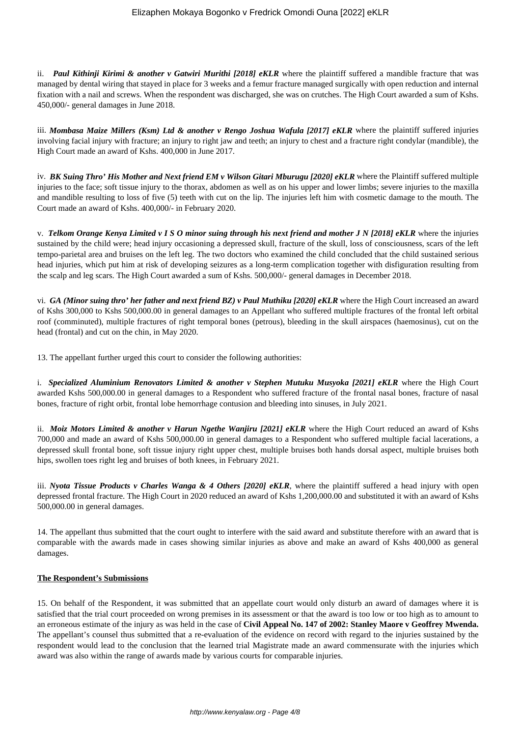ii. ***Paul Kithinji Kirimi & another v Gatwiri Murithi [2018] eKLR*** where the plaintiff suffered a mandible fracture that was managed by dental wiring that stayed in place for 3 weeks and a femur fracture managed surgically with open reduction and internal fixation with a nail and screws. When the respondent was discharged, she was on crutches. The High Court awarded a sum of Kshs. 450,000/- general damages in June 2018.

iii. ***Mombasa Maize Millers (Ksm) Ltd & another v Rengo Joshua Wafula [2017] eKLR*** where the plaintiff suffered injuries involving facial injury with fracture; an injury to right jaw and teeth; an injury to chest and a fracture right condylar (mandible), the High Court made an award of Kshs. 400,000 in June 2017.

iv. ***BK Suing Thro' His Mother and Next friend EM v Wilson Gitari Mburugu [2020] eKLR*** where the Plaintiff suffered multiple injuries to the face; soft tissue injury to the thorax, abdomen as well as on his upper and lower limbs; severe injuries to the maxilla and mandible resulting to loss of five (5) teeth with cut on the lip. The injuries left him with cosmetic damage to the mouth. The Court made an award of Kshs. 400,000/- in February 2020.

v. ***Telkom Orange Kenya Limited v I S O minor suing through his next friend and mother J N [2018] eKLR*** where the injuries sustained by the child were; head injury occasioning a depressed skull, fracture of the skull, loss of consciousness, scars of the left tempo-parietal area and bruises on the left leg. The two doctors who examined the child concluded that the child sustained serious head injuries, which put him at risk of developing seizures as a long-term complication together with disfiguration resulting from the scalp and leg scars. The High Court awarded a sum of Kshs. 500,000/- general damages in December 2018.

vi. ***GA (Minor suing thro' her father and next friend BZ) v Paul Muthiku [2020] eKLR*** where the High Court increased an award of Kshs 300,000 to Kshs 500,000.00 in general damages to an Appellant who suffered multiple fractures of the frontal left orbital roof (comminuted), multiple fractures of right temporal bones (petrous), bleeding in the skull airspaces (haemosinus), cut on the head (frontal) and cut on the chin, in May 2020.

13. The appellant further urged this court to consider the following authorities:

i. ***Specialized Aluminium Renovators Limited & another v Stephen Mutuku Musyoka [2021] eKLR*** where the High Court awarded Kshs 500,000.00 in general damages to a Respondent who suffered fracture of the frontal nasal bones, fracture of nasal bones, fracture of right orbit, frontal lobe hemorrhage contusion and bleeding into sinuses, in July 2021.

ii. ***Moiz Motors Limited & another v Harun Ngethe Wanjiru [2021] eKLR*** where the High Court reduced an award of Kshs 700,000 and made an award of Kshs 500,000.00 in general damages to a Respondent who suffered multiple facial lacerations, a depressed skull frontal bone, soft tissue injury right upper chest, multiple bruises both hands dorsal aspect, multiple bruises both hips, swollen toes right leg and bruises of both knees, in February 2021.

iii. ***Nyota Tissue Products v Charles Wanga & 4 Others [2020] eKLR***, where the plaintiff suffered a head injury with open depressed frontal fracture. The High Court in 2020 reduced an award of Kshs 1,200,000.00 and substituted it with an award of Kshs 500,000.00 in general damages.

14. The appellant thus submitted that the court ought to interfere with the said award and substitute therefore with an award that is comparable with the awards made in cases showing similar injuries as above and make an award of Kshs 400,000 as general damages.

**The Respondent's Submissions**

15. On behalf of the Respondent, it was submitted that an appellate court would only disturb an award of damages where it is satisfied that the trial court proceeded on wrong premises in its assessment or that the award is too low or too high as to amount to an erroneous estimate of the injury as was held in the case of **Civil Appeal No. 147 of 2002: Stanley Maore v Geoffrey Mwenda.** The appellant's counsel thus submitted that a re-evaluation of the evidence on record with regard to the injuries sustained by the respondent would lead to the conclusion that the learned trial Magistrate made an award commensurate with the injuries which award was also within the range of awards made by various courts for comparable injuries.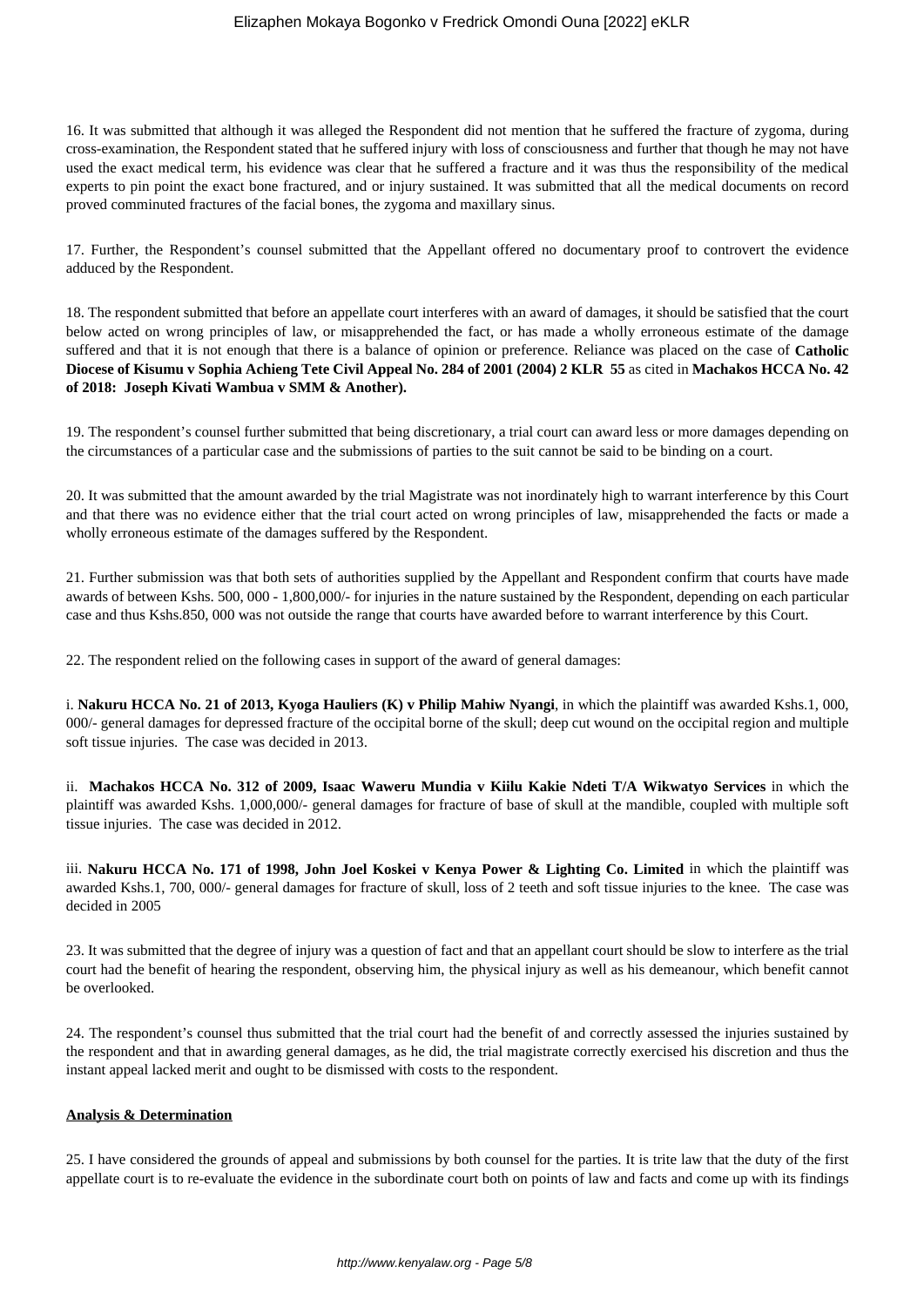16. It was submitted that although it was alleged the Respondent did not mention that he suffered the fracture of zygoma, during cross-examination, the Respondent stated that he suffered injury with loss of consciousness and further that though he may not have used the exact medical term, his evidence was clear that he suffered a fracture and it was thus the responsibility of the medical experts to pin point the exact bone fractured, and or injury sustained. It was submitted that all the medical documents on record proved comminuted fractures of the facial bones, the zygoma and maxillary sinus.

17. Further, the Respondent's counsel submitted that the Appellant offered no documentary proof to controvert the evidence adduced by the Respondent.

18. The respondent submitted that before an appellate court interferes with an award of damages, it should be satisfied that the court below acted on wrong principles of law, or misapprehended the fact, or has made a wholly erroneous estimate of the damage suffered and that it is not enough that there is a balance of opinion or preference. Reliance was placed on the case of **Catholic Diocese of Kisumu v Sophia Achieng Tete Civil Appeal No. 284 of 2001 (2004) 2 KLR 55** as cited in **Machakos HCCA No. 42 of 2018: Joseph Kivati Wambua v SMM & Another).**

19. The respondent's counsel further submitted that being discretionary, a trial court can award less or more damages depending on the circumstances of a particular case and the submissions of parties to the suit cannot be said to be binding on a court.

20. It was submitted that the amount awarded by the trial Magistrate was not inordinately high to warrant interference by this Court and that there was no evidence either that the trial court acted on wrong principles of law, misapprehended the facts or made a wholly erroneous estimate of the damages suffered by the Respondent.

21. Further submission was that both sets of authorities supplied by the Appellant and Respondent confirm that courts have made awards of between Kshs. 500, 000 - 1,800,000/- for injuries in the nature sustained by the Respondent, depending on each particular case and thus Kshs.850, 000 was not outside the range that courts have awarded before to warrant interference by this Court.

22. The respondent relied on the following cases in support of the award of general damages:

i. **Nakuru HCCA No. 21 of 2013, Kyoga Hauliers (K) v Philip Mahiw Nyangi**, in which the plaintiff was awarded Kshs.1, 000, 000/- general damages for depressed fracture of the occipital borne of the skull; deep cut wound on the occipital region and multiple soft tissue injuries. The case was decided in 2013.

ii. **Machakos HCCA No. 312 of 2009, Isaac Waweru Mundia v Kiilu Kakie Ndeti T/A Wikwatyo Services** in which the plaintiff was awarded Kshs. 1,000,000/- general damages for fracture of base of skull at the mandible, coupled with multiple soft tissue injuries. The case was decided in 2012.

iii. **Nakuru HCCA No. 171 of 1998, John Joel Koskei v Kenya Power & Lighting Co. Limited** in which the plaintiff was awarded Kshs.1, 700, 000/- general damages for fracture of skull, loss of 2 teeth and soft tissue injuries to the knee. The case was decided in 2005

23. It was submitted that the degree of injury was a question of fact and that an appellant court should be slow to interfere as the trial court had the benefit of hearing the respondent, observing him, the physical injury as well as his demeanour, which benefit cannot be overlooked.

24. The respondent's counsel thus submitted that the trial court had the benefit of and correctly assessed the injuries sustained by the respondent and that in awarding general damages, as he did, the trial magistrate correctly exercised his discretion and thus the instant appeal lacked merit and ought to be dismissed with costs to the respondent.

## Analysis & Determination

25. I have considered the grounds of appeal and submissions by both counsel for the parties. It is trite law that the duty of the first appellate court is to re-evaluate the evidence in the subordinate court both on points of law and facts and come up with its findings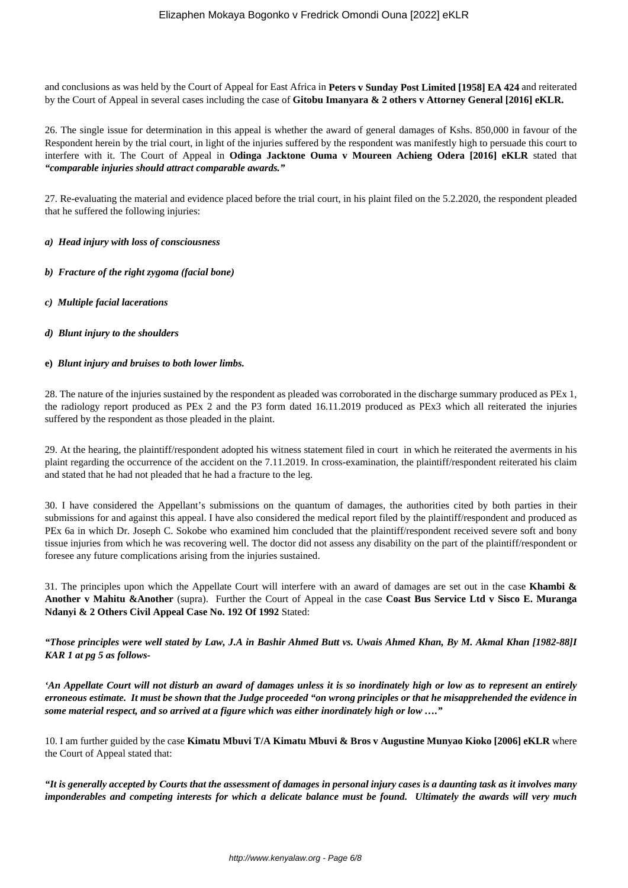and conclusions as was held by the Court of Appeal for East Africa in **Peters v Sunday Post Limited [1958] EA 424** and reiterated by the Court of Appeal in several cases including the case of **Gitobu Imanyara & 2 others v Attorney General [2016] eKLR.**

26. The single issue for determination in this appeal is whether the award of general damages of Kshs. 850,000 in favour of the Respondent herein by the trial court, in light of the injuries suffered by the respondent was manifestly high to persuade this court to interfere with it. The Court of Appeal in **Odinga Jacktone Ouma v Moureen Achieng Odera [2016] eKLR** stated that ***"comparable injuries should attract comparable awards."***

27. Re-evaluating the material and evidence placed before the trial court, in his plaint filed on the 5.2.2020, the respondent pleaded that he suffered the following injuries:

***a) Head injury with loss of consciousness***

***b) Fracture of the right zygoma (facial bone)***

***c) Multiple facial lacerations***

***d) Blunt injury to the shoulders***

**e)** ***Blunt injury and bruises to both lower limbs.***

28. The nature of the injuries sustained by the respondent as pleaded was corroborated in the discharge summary produced as PEx 1, the radiology report produced as PEx 2 and the P3 form dated 16.11.2019 produced as PEx3 which all reiterated the injuries suffered by the respondent as those pleaded in the plaint.

29. At the hearing, the plaintiff/respondent adopted his witness statement filed in court in which he reiterated the averments in his plaint regarding the occurrence of the accident on the 7.11.2019. In cross-examination, the plaintiff/respondent reiterated his claim and stated that he had not pleaded that he had a fracture to the leg.

30. I have considered the Appellant's submissions on the quantum of damages, the authorities cited by both parties in their submissions for and against this appeal. I have also considered the medical report filed by the plaintiff/respondent and produced as PEx 6a in which Dr. Joseph C. Sokobe who examined him concluded that the plaintiff/respondent received severe soft and bony tissue injuries from which he was recovering well. The doctor did not assess any disability on the part of the plaintiff/respondent or foresee any future complications arising from the injuries sustained.

31. The principles upon which the Appellate Court will interfere with an award of damages are set out in the case **Khambi & Another v Mahitu &Another** (supra). Further the Court of Appeal in the case **Coast Bus Service Ltd v Sisco E. Muranga Ndanyi & 2 Others Civil Appeal Case No. 192 Of 1992** Stated:

***"Those principles were well stated by Law, J.A in Bashir Ahmed Butt vs. Uwais Ahmed Khan, By M. Akmal Khan [1982-88]I KAR 1 at pg 5 as follows-***

***'An Appellate Court will not disturb an award of damages unless it is so inordinately high or low as to represent an entirely erroneous estimate. It must be shown that the Judge proceeded "on wrong principles or that he misapprehended the evidence in some material respect, and so arrived at a figure which was either inordinately high or low …."***

10. I am further guided by the case **Kimatu Mbuvi T/A Kimatu Mbuvi & Bros v Augustine Munyao Kioko [2006] eKLR** where the Court of Appeal stated that:

***"It is generally accepted by Courts that the assessment of damages in personal injury cases is a daunting task as it involves many imponderables and competing interests for which a delicate balance must be found. Ultimately the awards will very much***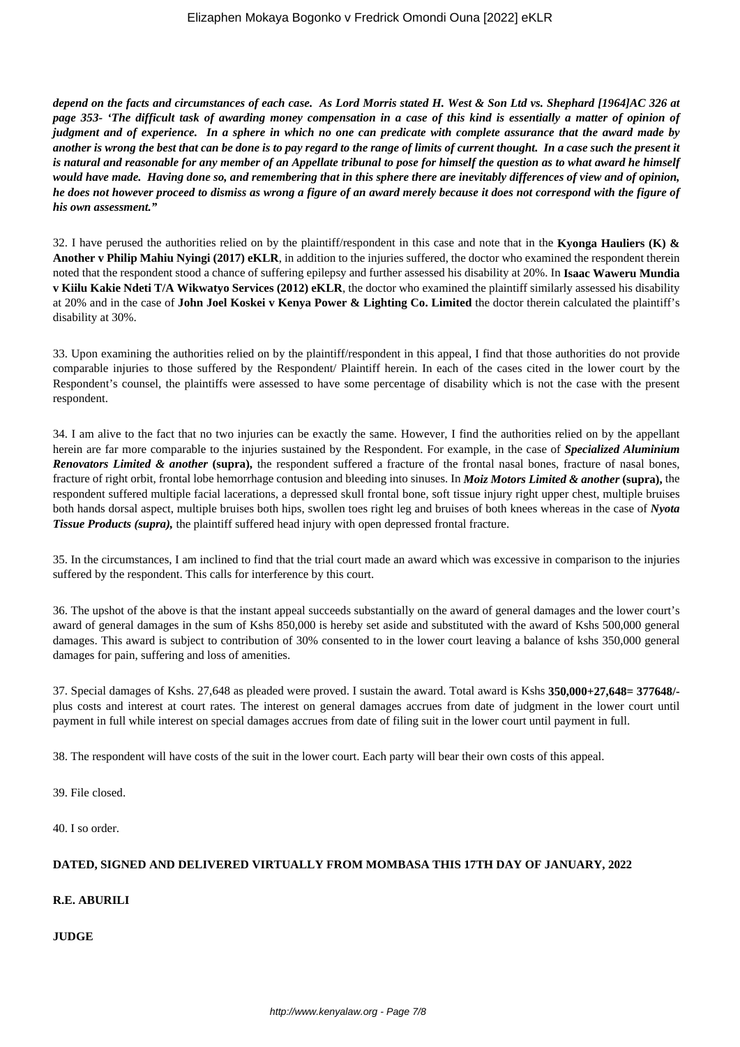***depend on the facts and circumstances of each case. As Lord Morris stated H. West & Son Ltd vs. Shephard [1964]AC 326 at page 353- 'The difficult task of awarding money compensation in a case of this kind is essentially a matter of opinion of judgment and of experience. In a sphere in which no one can predicate with complete assurance that the award made by another is wrong the best that can be done is to pay regard to the range of limits of current thought. In a case such the present it is natural and reasonable for any member of an Appellate tribunal to pose for himself the question as to what award he himself would have made. Having done so, and remembering that in this sphere there are inevitably differences of view and of opinion, he does not however proceed to dismiss as wrong a figure of an award merely because it does not correspond with the figure of his own assessment."***

32. I have perused the authorities relied on by the plaintiff/respondent in this case and note that in the **Kyonga Hauliers (K) & Another v Philip Mahiu Nyingi (2017) eKLR**, in addition to the injuries suffered, the doctor who examined the respondent therein noted that the respondent stood a chance of suffering epilepsy and further assessed his disability at 20%. In **Isaac Waweru Mundia v Kiilu Kakie Ndeti T/A Wikwatyo Services (2012) eKLR**, the doctor who examined the plaintiff similarly assessed his disability at 20% and in the case of **John Joel Koskei v Kenya Power & Lighting Co. Limited** the doctor therein calculated the plaintiff's disability at 30%.

33. Upon examining the authorities relied on by the plaintiff/respondent in this appeal, I find that those authorities do not provide comparable injuries to those suffered by the Respondent/ Plaintiff herein. In each of the cases cited in the lower court by the Respondent's counsel, the plaintiffs were assessed to have some percentage of disability which is not the case with the present respondent.

34. I am alive to the fact that no two injuries can be exactly the same. However, I find the authorities relied on by the appellant herein are far more comparable to the injuries sustained by the Respondent. For example, in the case of ***Specialized Aluminium Renovators Limited & another*** **(supra),** the respondent suffered a fracture of the frontal nasal bones, fracture of nasal bones, fracture of right orbit, frontal lobe hemorrhage contusion and bleeding into sinuses. In ***Moiz Motors Limited & another*** **(supra),** the respondent suffered multiple facial lacerations, a depressed skull frontal bone, soft tissue injury right upper chest, multiple bruises both hands dorsal aspect, multiple bruises both hips, swollen toes right leg and bruises of both knees whereas in the case of ***Nyota Tissue Products (supra),*** the plaintiff suffered head injury with open depressed frontal fracture.

35. In the circumstances, I am inclined to find that the trial court made an award which was excessive in comparison to the injuries suffered by the respondent. This calls for interference by this court.

36. The upshot of the above is that the instant appeal succeeds substantially on the award of general damages and the lower court's award of general damages in the sum of Kshs 850,000 is hereby set aside and substituted with the award of Kshs 500,000 general damages. This award is subject to contribution of 30% consented to in the lower court leaving a balance of kshs 350,000 general damages for pain, suffering and loss of amenities.

37. Special damages of Kshs. 27,648 as pleaded were proved. I sustain the award. Total award is Kshs **350,000+27,648= 377648/-** plus costs and interest at court rates. The interest on general damages accrues from date of judgment in the lower court until payment in full while interest on special damages accrues from date of filing suit in the lower court until payment in full.

38. The respondent will have costs of the suit in the lower court. Each party will bear their own costs of this appeal.

39. File closed.

40. I so order.

**DATED, SIGNED AND DELIVERED VIRTUALLY FROM MOMBASA THIS 17TH DAY OF JANUARY, 2022**

**R.E. ABURILI**

**JUDGE**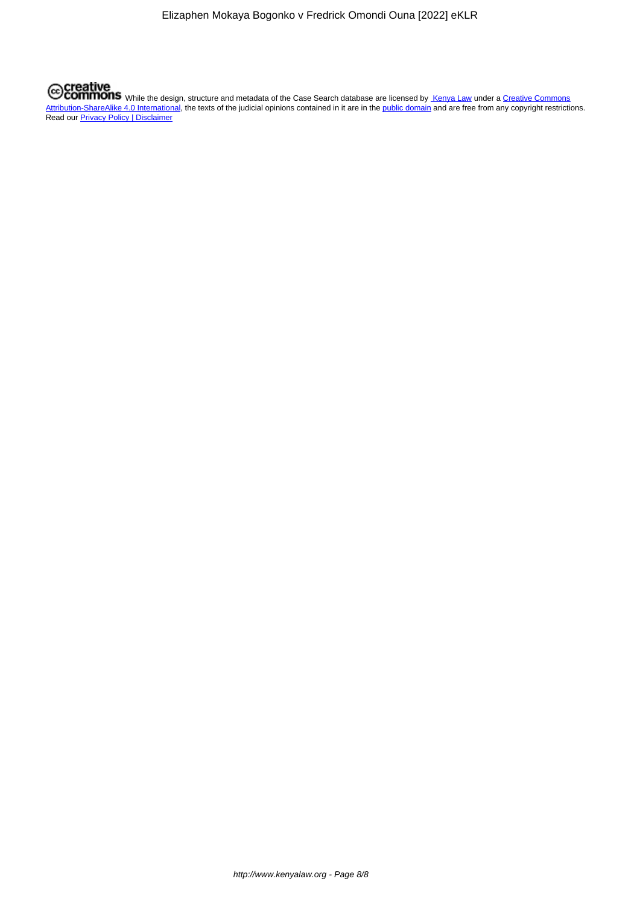While the design, structure and metadata of the Case Search database are licensed by Kenya Law under a Creative Commons Attribution-ShareAlike 4.0 International, the texts of the judicial opinions contained in it are in the public domain and are free from any copyright restrictions. Read our Privacy Policy | Disclaimer